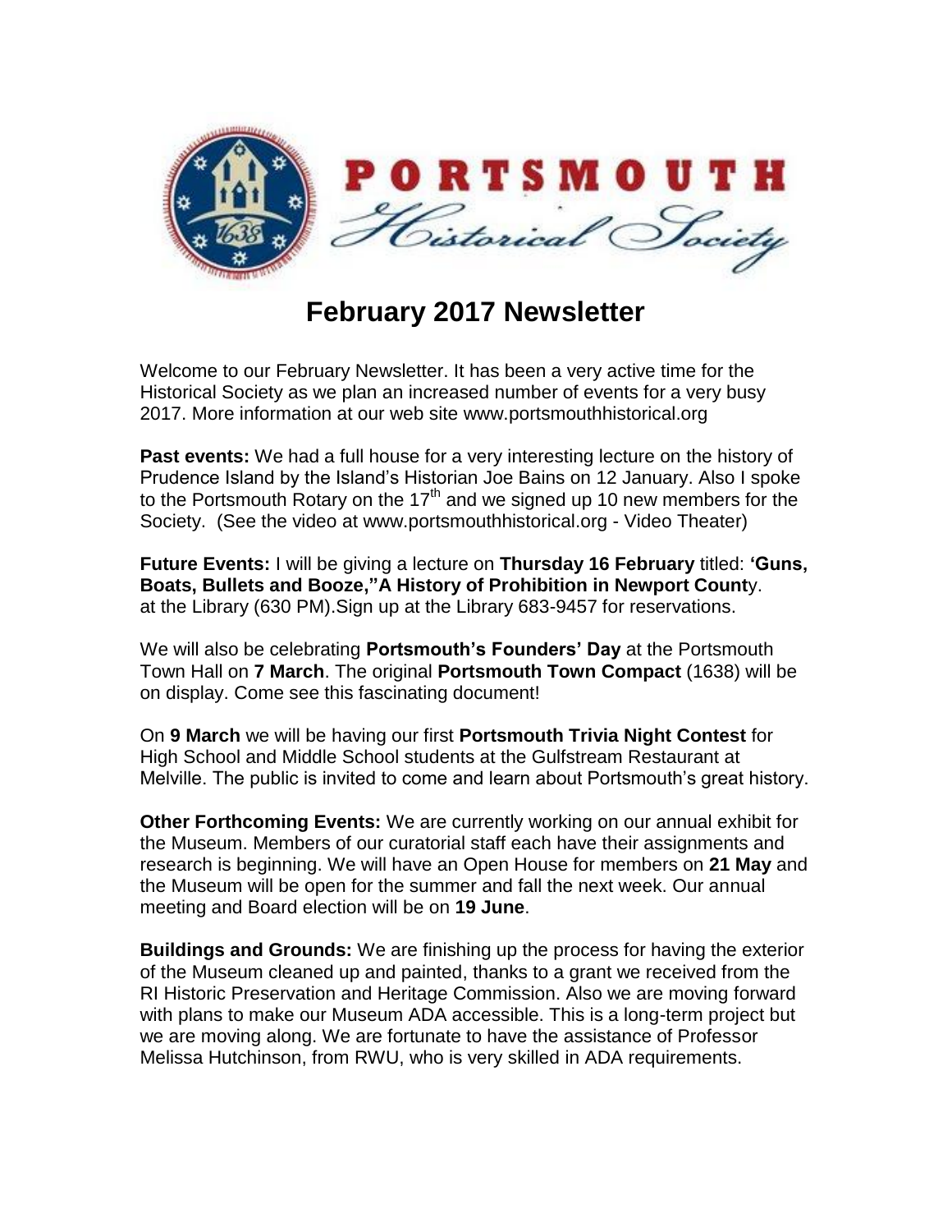PORTSMOUTH Historical Society

# February 2017 Newsletter

Welcome to our February Newsletter. It has been a very active time for the Historical Society as we plan an increased number of events for a very busy 2017. More information at our web site www.portsmouthhistorical.org

**Past events:** We had a full house for a very interesting lecture on the history of Prudence Island by the Island's Historian Joe Bains on 12 January. Also I spoke to the Portsmouth Rotary on the 17th and we signed up 10 new members for the Society. (See the video at www.portsmouthhistorical.org - Video Theater)

**Future Events:** I will be giving a lecture on **Thursday 16 February** titled: **'Guns, Boats, Bullets and Booze,"A History of Prohibition in Newport Count**y. at the Library (630 PM).Sign up at the Library 683-9457 for reservations.

We will also be celebrating **Portsmouth's Founders' Day** at the Portsmouth Town Hall on **7 March**. The original **Portsmouth Town Compact** (1638) will be on display. Come see this fascinating document!

On **9 March** we will be having our first **Portsmouth Trivia Night Contest** for High School and Middle School students at the Gulfstream Restaurant at Melville. The public is invited to come and learn about Portsmouth's great history.

**Other Forthcoming Events:** We are currently working on our annual exhibit for the Museum. Members of our curatorial staff each have their assignments and research is beginning. We will have an Open House for members on **21 May** and the Museum will be open for the summer and fall the next week. Our annual meeting and Board election will be on **19 June**.

**Buildings and Grounds:** We are finishing up the process for having the exterior of the Museum cleaned up and painted, thanks to a grant we received from the RI Historic Preservation and Heritage Commission. Also we are moving forward with plans to make our Museum ADA accessible. This is a long-term project but we are moving along. We are fortunate to have the assistance of Professor Melissa Hutchinson, from RWU, who is very skilled in ADA requirements.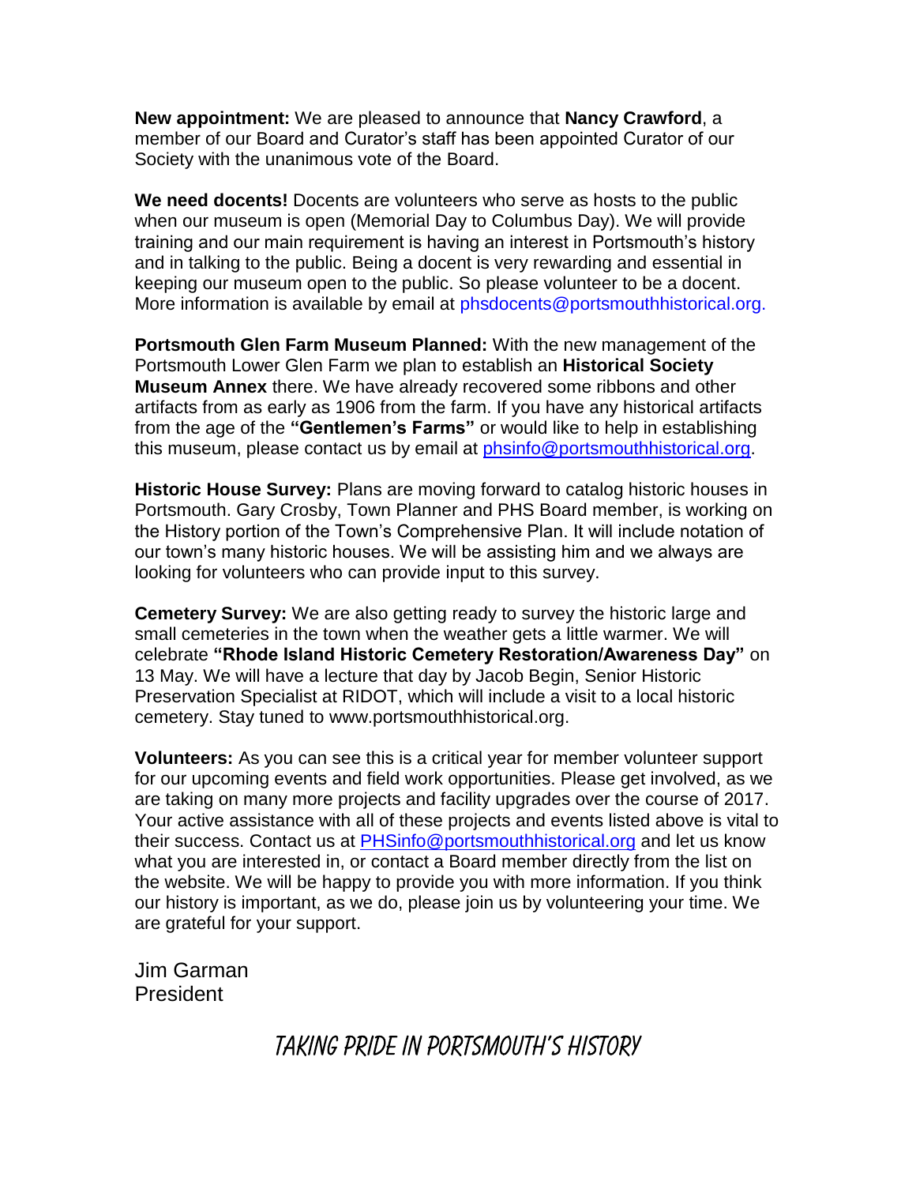**New appointment:** We are pleased to announce that **Nancy Crawford**, a member of our Board and Curator's staff has been appointed Curator of our Society with the unanimous vote of the Board.

**We need docents!** Docents are volunteers who serve as hosts to the public when our museum is open (Memorial Day to Columbus Day). We will provide training and our main requirement is having an interest in Portsmouth's history and in talking to the public. Being a docent is very rewarding and essential in keeping our museum open to the public. So please volunteer to be a docent. More information is available by email at phsdocents@portsmouthhistorical.org.

**Portsmouth Glen Farm Museum Planned:** With the new management of the Portsmouth Lower Glen Farm we plan to establish an **Historical Society Museum Annex** there. We have already recovered some ribbons and other artifacts from as early as 1906 from the farm. If you have any historical artifacts from the age of the **"Gentlemen's Farms"** or would like to help in establishing this museum, please contact us by email at phsinfo@portsmouthhistorical.org.

**Historic House Survey:** Plans are moving forward to catalog historic houses in Portsmouth. Gary Crosby, Town Planner and PHS Board member, is working on the History portion of the Town's Comprehensive Plan. It will include notation of our town's many historic houses. We will be assisting him and we always are looking for volunteers who can provide input to this survey.

**Cemetery Survey:** We are also getting ready to survey the historic large and small cemeteries in the town when the weather gets a little warmer. We will celebrate **"Rhode Island Historic Cemetery Restoration/Awareness Day"** on 13 May. We will have a lecture that day by Jacob Begin, Senior Historic Preservation Specialist at RIDOT, which will include a visit to a local historic cemetery. Stay tuned to www.portsmouthhistorical.org.

**Volunteers:** As you can see this is a critical year for member volunteer support for our upcoming events and field work opportunities. Please get involved, as we are taking on many more projects and facility upgrades over the course of 2017. Your active assistance with all of these projects and events listed above is vital to their success. Contact us at PHSinfo@portsmouthhistorical.org and let us know what you are interested in, or contact a Board member directly from the list on the website. We will be happy to provide you with more information. If you think our history is important, as we do, please join us by volunteering your time. We are grateful for your support.

Jim Garman
President

TAKING PRIDE IN PORTSMOUTH'S HISTORY